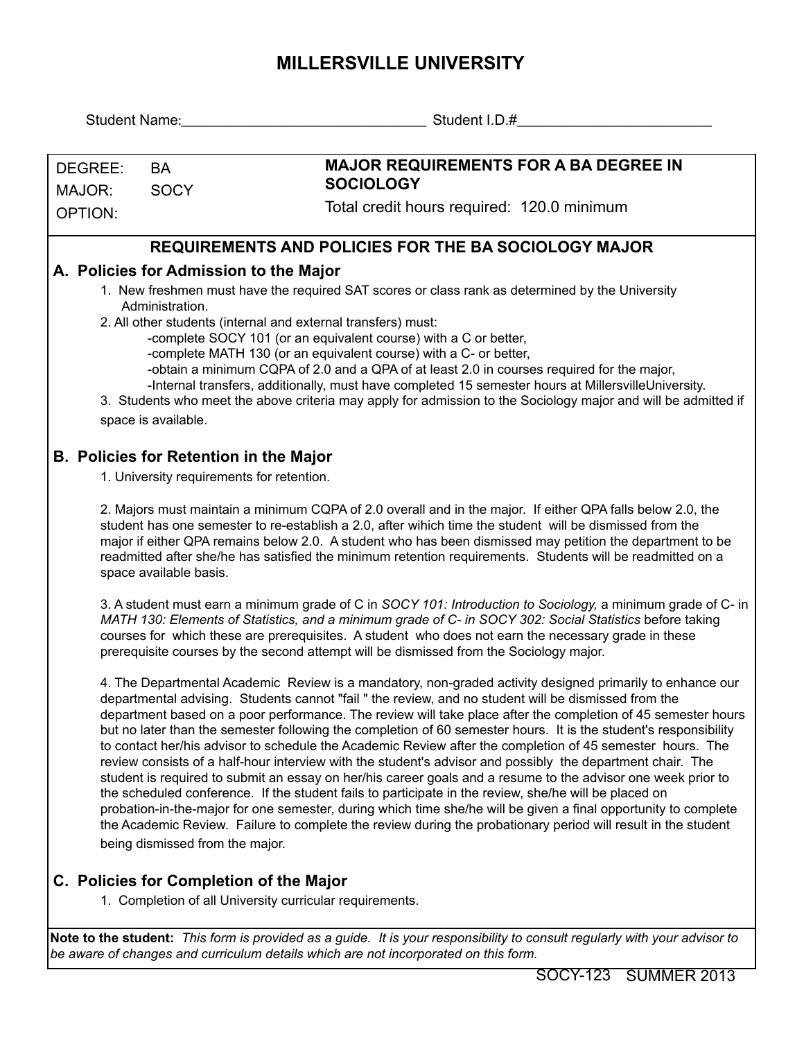# MILLERSVILLE UNIVERSITY

Student Name:_______________________________ Student I.D.#_________________________

| DEGREE: BA<br>MAJOR: SOCY<br>OPTION: | **MAJOR REQUIREMENTS FOR A BA DEGREE IN SOCIOLOGY**<br>Total credit hours required: 120.0 minimum |
|---|---|

## REQUIREMENTS AND POLICIES FOR THE BA SOCIOLOGY MAJOR

### A. Policies for Admission to the Major

1. New freshmen must have the required SAT scores or class rank as determined by the University Administration.
2. All other students (internal and external transfers) must:
   - complete SOCY 101 (or an equivalent course) with a C or better,
   - complete MATH 130 (or an equivalent course) with a C- or better,
   - obtain a minimum CQPA of 2.0 and a QPA of at least 2.0 in courses required for the major,
   - Internal transfers, additionally, must have completed 15 semester hours at MillersvilleUniversity.
3. Students who meet the above criteria may apply for admission to the Sociology major and will be admitted if space is available.

### B. Policies for Retention in the Major

1. University requirements for retention.

2. Majors must maintain a minimum CQPA of 2.0 overall and in the major. If either QPA falls below 2.0, the student has one semester to re-establish a 2.0, after wihich time the student will be dismissed from the major if either QPA remains below 2.0. A student who has been dismissed may petition the department to be readmitted after she/he has satisfied the minimum retention requirements. Students will be readmitted on a space available basis.

3. A student must earn a minimum grade of C in *SOCY 101: Introduction to Sociology,* a minimum grade of C- in *MATH 130: Elements of Statistics, and a minimum grade of C- in SOCY 302: Social Statistics* before taking courses for which these are prerequisites. A student who does not earn the necessary grade in these prerequisite courses by the second attempt will be dismissed from the Sociology major.

4. The Departmental Academic Review is a mandatory, non-graded activity designed primarily to enhance our departmental advising. Students cannot "fail " the review, and no student will be dismissed from the department based on a poor performance. The review will take place after the completion of 45 semester hours but no later than the semester following the completion of 60 semester hours. It is the student's responsibility to contact her/his advisor to schedule the Academic Review after the completion of 45 semester hours. The review consists of a half-hour interview with the student's advisor and possibly the department chair. The student is required to submit an essay on her/his career goals and a resume to the advisor one week prior to the scheduled conference. If the student fails to participate in the review, she/he will be placed on probation-in-the-major for one semester, during which time she/he will be given a final opportunity to complete the Academic Review. Failure to complete the review during the probationary period will result in the student being dismissed from the major.

### C. Policies for Completion of the Major

1. Completion of all University curricular requirements.

**Note to the student:** *This form is provided as a guide. It is your responsibility to consult regularly with your advisor to be aware of changes and curriculum details which are not incorporated on this form.*

SOCY-123 SUMMER 2013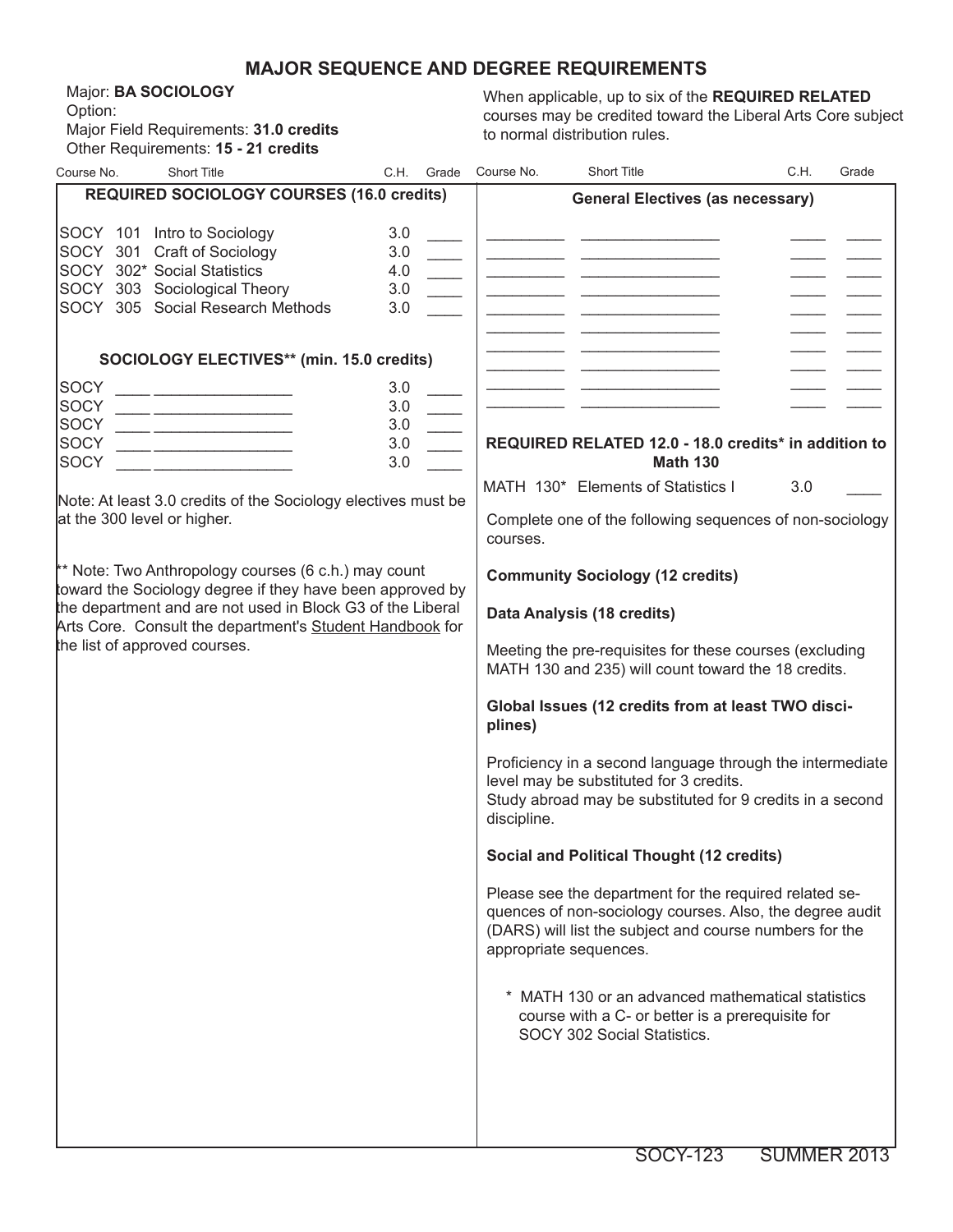# MAJOR SEQUENCE AND DEGREE REQUIREMENTS

Major: **BA SOCIOLOGY**
Option:
Major Field Requirements: **31.0 credits**
Other Requirements: **15 - 21 credits**

When applicable, up to six of the **REQUIRED RELATED** courses may be credited toward the Liberal Arts Core subject to normal distribution rules.

## REQUIRED SOCIOLOGY COURSES (16.0 credits)

| Course No. | Short Title | C.H. | Grade |
|---|---|---|---|
| SOCY 101 | Intro to Sociology | 3.0 | ____ |
| SOCY 301 | Craft of Sociology | 3.0 | ____ |
| SOCY 302* | Social Statistics | 4.0 | ____ |
| SOCY 303 | Sociological Theory | 3.0 | ____ |
| SOCY 305 | Social Research Methods | 3.0 | ____ |

## SOCIOLOGY ELECTIVES** (min. 15.0 credits)

| Course No. | Short Title | C.H. | Grade |
|---|---|---|---|
| SOCY ____ | ________________ | 3.0 | ____ |
| SOCY ____ | ________________ | 3.0 | ____ |
| SOCY ____ | ________________ | 3.0 | ____ |
| SOCY ____ | ________________ | 3.0 | ____ |
| SOCY ____ | ________________ | 3.0 | ____ |

Note: At least 3.0 credits of the Sociology electives must be at the 300 level or higher.

** Note: Two Anthropology courses (6 c.h.) may count toward the Sociology degree if they have been approved by the department and are not used in Block G3 of the Liberal Arts Core. Consult the department's Student Handbook for the list of approved courses.

## General Electives (as necessary)

| Course No. | Short Title | C.H. | Grade |
|---|---|---|---|
| ________ | ________________ | ____ | ____ |
| ________ | ________________ | ____ | ____ |
| ________ | ________________ | ____ | ____ |
| ________ | ________________ | ____ | ____ |
| ________ | ________________ | ____ | ____ |
| ________ | ________________ | ____ | ____ |
| ________ | ________________ | ____ | ____ |
| ________ | ________________ | ____ | ____ |
| ________ | ________________ | ____ | ____ |

## REQUIRED RELATED 12.0 - 18.0 credits* in addition to Math 130

| Course No. | Short Title | C.H. | Grade |
|---|---|---|---|
| MATH 130* | Elements of Statistics I | 3.0 | ____ |

Complete one of the following sequences of non-sociology courses.

**Community Sociology (12 credits)**

**Data Analysis (18 credits)**

Meeting the pre-requisites for these courses (excluding MATH 130 and 235) will count toward the 18 credits.

**Global Issues (12 credits from at least TWO disciplines)**

Proficiency in a second language through the intermediate level may be substituted for 3 credits.
Study abroad may be substituted for 9 credits in a second discipline.

**Social and Political Thought (12 credits)**

Please see the department for the required related sequences of non-sociology courses. Also, the degree audit (DARS) will list the subject and course numbers for the appropriate sequences.

\* MATH 130 or an advanced mathematical statistics course with a C- or better is a prerequisite for SOCY 302 Social Statistics.

SOCY-123 SUMMER 2013